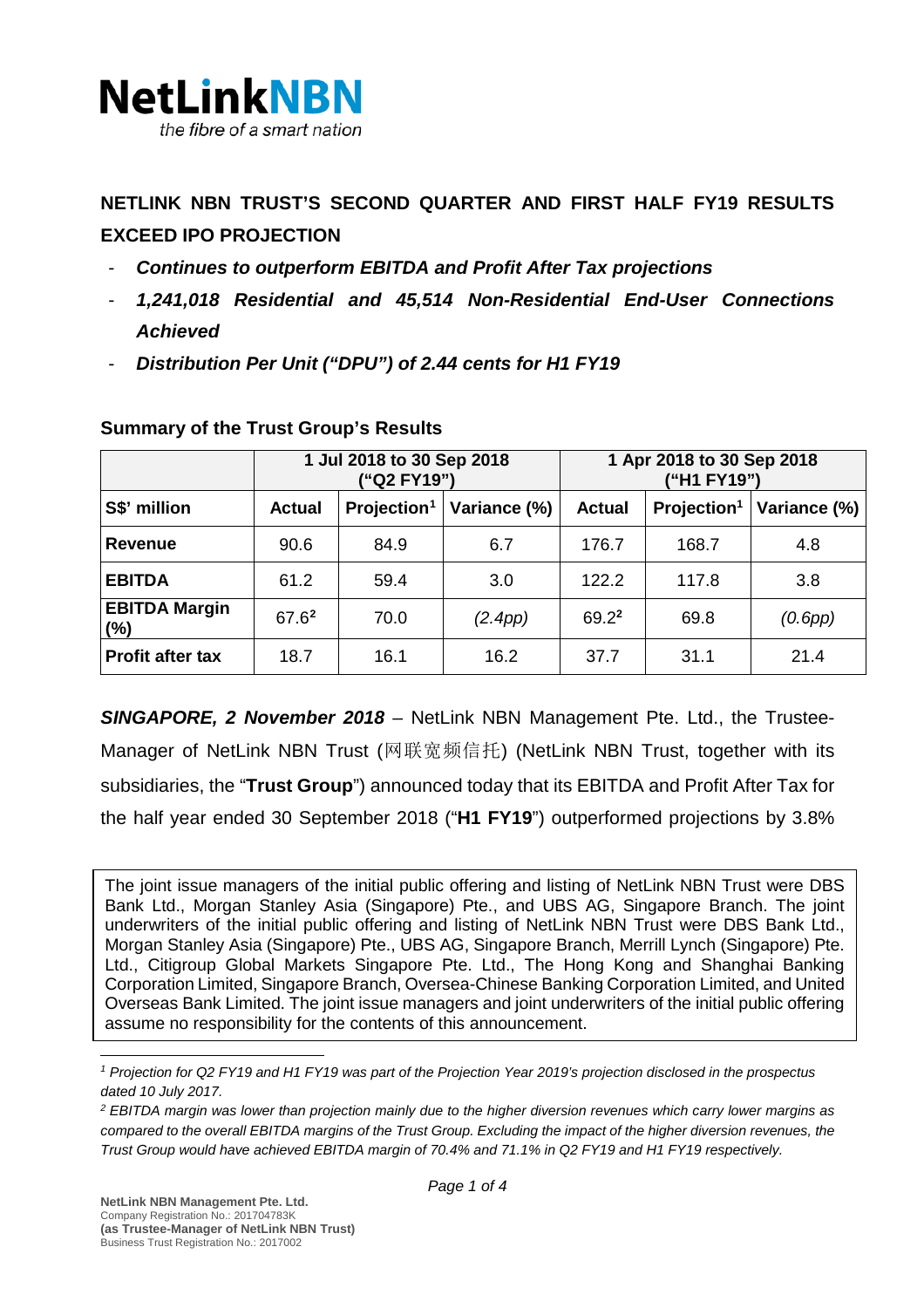NetLinkNBN
*the fibre of a smart nation*

# NETLINK NBN TRUST'S SECOND QUARTER AND FIRST HALF FY19 RESULTS EXCEED IPO PROJECTION

- ***Continues to outperform EBITDA and Profit After Tax projections***
- ***1,241,018 Residential and 45,514 Non-Residential End-User Connections Achieved***
- ***Distribution Per Unit ("DPU") of 2.44 cents for H1 FY19***

## Summary of the Trust Group's Results

| | 1 Jul 2018 to 30 Sep 2018 ("Q2 FY19") | | | 1 Apr 2018 to 30 Sep 2018 ("H1 FY19") | | |
|---|---|---|---|---|---|---|
| **S$' million** | **Actual** | **Projection[1]** | **Variance (%)** | **Actual** | **Projection[1]** | **Variance (%)** |
| **Revenue** | 90.6 | 84.9 | 6.7 | 176.7 | 168.7 | 4.8 |
| **EBITDA** | 61.2 | 59.4 | 3.0 | 122.2 | 117.8 | 3.8 |
| **EBITDA Margin (%)** | 67.6[2] | 70.0 | *(2.4pp)* | 69.2[2] | 69.8 | *(0.6pp)* |
| **Profit after tax** | 18.7 | 16.1 | 16.2 | 37.7 | 31.1 | 21.4 |

***SINGAPORE, 2 November 2018*** – NetLink NBN Management Pte. Ltd., the Trustee-Manager of NetLink NBN Trust (网联宽频信托) (NetLink NBN Trust, together with its subsidiaries, the "**Trust Group**") announced today that its EBITDA and Profit After Tax for the half year ended 30 September 2018 ("**H1 FY19**") outperformed projections by 3.8%

> The joint issue managers of the initial public offering and listing of NetLink NBN Trust were DBS Bank Ltd., Morgan Stanley Asia (Singapore) Pte., and UBS AG, Singapore Branch. The joint underwriters of the initial public offering and listing of NetLink NBN Trust were DBS Bank Ltd., Morgan Stanley Asia (Singapore) Pte., UBS AG, Singapore Branch, Merrill Lynch (Singapore) Pte. Ltd., Citigroup Global Markets Singapore Pte. Ltd., The Hong Kong and Shanghai Banking Corporation Limited, Singapore Branch, Oversea-Chinese Banking Corporation Limited, and United Overseas Bank Limited. The joint issue managers and joint underwriters of the initial public offering assume no responsibility for the contents of this announcement.

[1] *Projection for Q2 FY19 and H1 FY19 was part of the Projection Year 2019's projection disclosed in the prospectus dated 10 July 2017.*

[2] *EBITDA margin was lower than projection mainly due to the higher diversion revenues which carry lower margins as compared to the overall EBITDA margins of the Trust Group. Excluding the impact of the higher diversion revenues, the Trust Group would have achieved EBITDA margin of 70.4% and 71.1% in Q2 FY19 and H1 FY19 respectively.*

**NetLink NBN Management Pte. Ltd.**
Company Registration No.: 201704783K
**(as Trustee-Manager of NetLink NBN Trust)**
Business Trust Registration No.: 2017002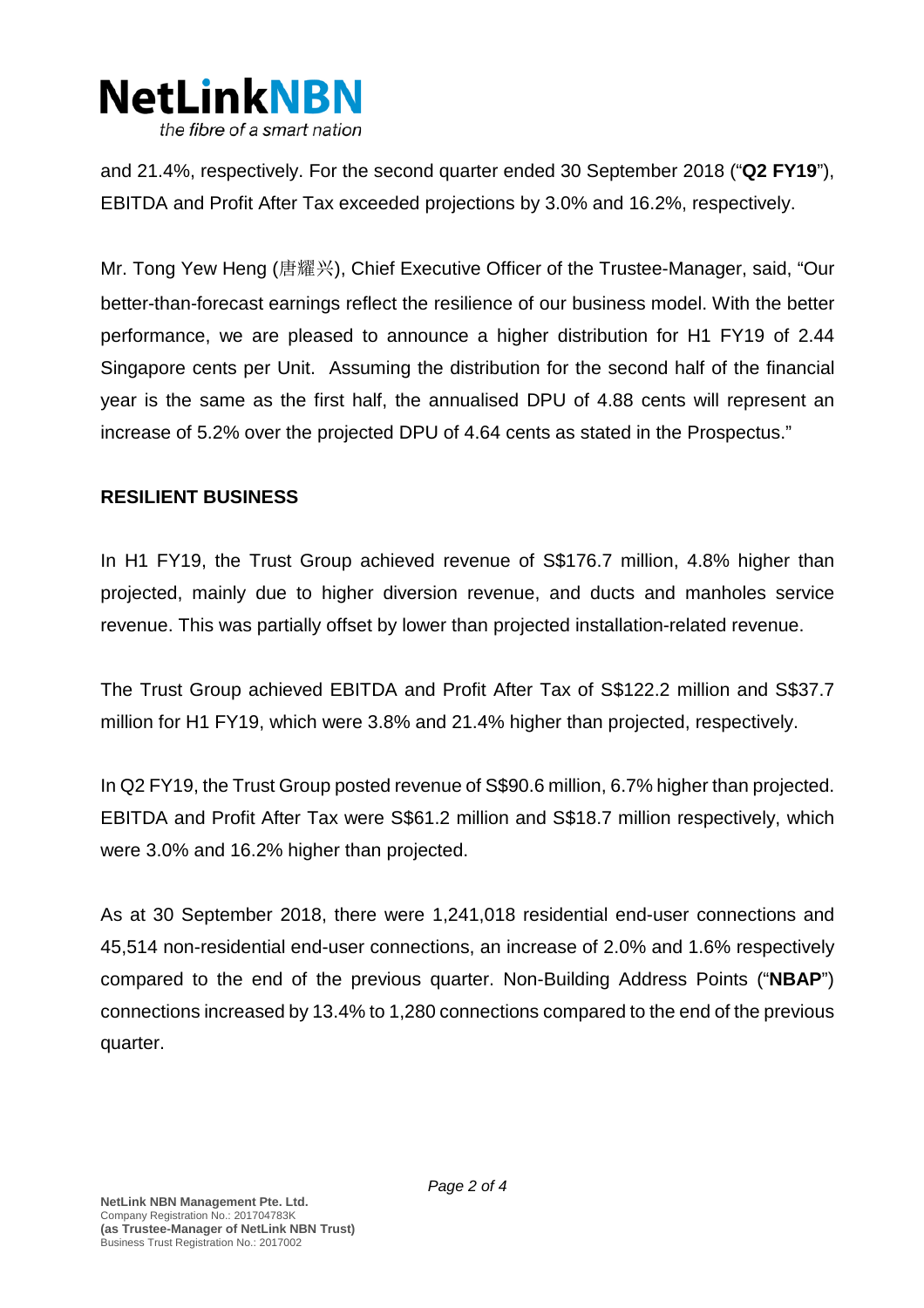and 21.4%, respectively. For the second quarter ended 30 September 2018 ("**Q2 FY19**"), EBITDA and Profit After Tax exceeded projections by 3.0% and 16.2%, respectively.

Mr. Tong Yew Heng (唐耀兴), Chief Executive Officer of the Trustee-Manager, said, "Our better-than-forecast earnings reflect the resilience of our business model. With the better performance, we are pleased to announce a higher distribution for H1 FY19 of 2.44 Singapore cents per Unit. Assuming the distribution for the second half of the financial year is the same as the first half, the annualised DPU of 4.88 cents will represent an increase of 5.2% over the projected DPU of 4.64 cents as stated in the Prospectus."

**RESILIENT BUSINESS**

In H1 FY19, the Trust Group achieved revenue of S$176.7 million, 4.8% higher than projected, mainly due to higher diversion revenue, and ducts and manholes service revenue. This was partially offset by lower than projected installation-related revenue.

The Trust Group achieved EBITDA and Profit After Tax of S$122.2 million and S$37.7 million for H1 FY19, which were 3.8% and 21.4% higher than projected, respectively.

In Q2 FY19, the Trust Group posted revenue of S$90.6 million, 6.7% higher than projected. EBITDA and Profit After Tax were S$61.2 million and S$18.7 million respectively, which were 3.0% and 16.2% higher than projected.

As at 30 September 2018, there were 1,241,018 residential end-user connections and 45,514 non-residential end-user connections, an increase of 2.0% and 1.6% respectively compared to the end of the previous quarter. Non-Building Address Points ("**NBAP**") connections increased by 13.4% to 1,280 connections compared to the end of the previous quarter.

**NetLink NBN Management Pte. Ltd.**
Company Registration No.: 201704783K
**(as Trustee-Manager of NetLink NBN Trust)**
Business Trust Registration No.: 2017002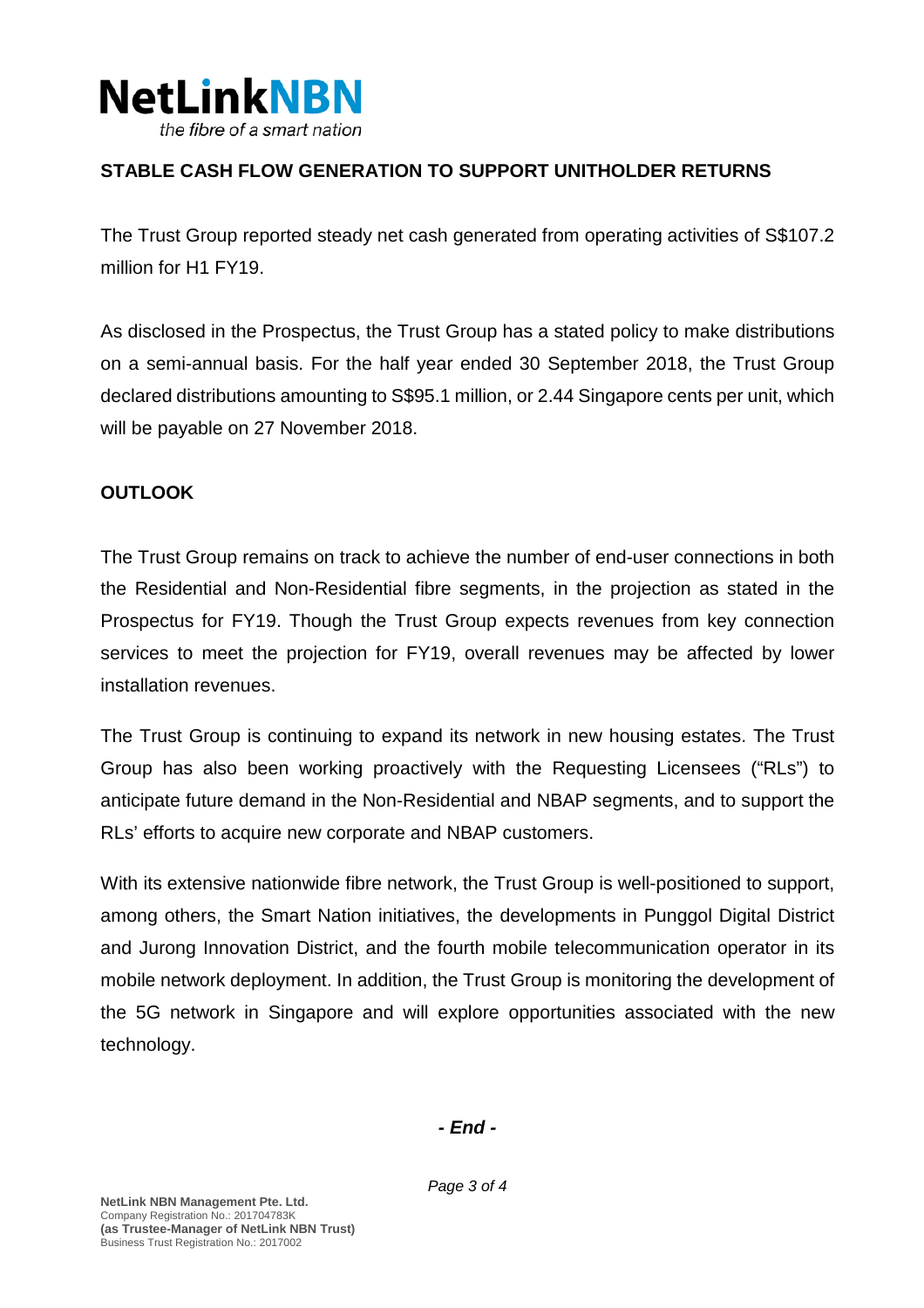**STABLE CASH FLOW GENERATION TO SUPPORT UNITHOLDER RETURNS**

The Trust Group reported steady net cash generated from operating activities of S$107.2 million for H1 FY19.

As disclosed in the Prospectus, the Trust Group has a stated policy to make distributions on a semi-annual basis. For the half year ended 30 September 2018, the Trust Group declared distributions amounting to S$95.1 million, or 2.44 Singapore cents per unit, which will be payable on 27 November 2018.

**OUTLOOK**

The Trust Group remains on track to achieve the number of end-user connections in both the Residential and Non-Residential fibre segments, in the projection as stated in the Prospectus for FY19. Though the Trust Group expects revenues from key connection services to meet the projection for FY19, overall revenues may be affected by lower installation revenues.

The Trust Group is continuing to expand its network in new housing estates. The Trust Group has also been working proactively with the Requesting Licensees ("RLs") to anticipate future demand in the Non-Residential and NBAP segments, and to support the RLs' efforts to acquire new corporate and NBAP customers.

With its extensive nationwide fibre network, the Trust Group is well-positioned to support, among others, the Smart Nation initiatives, the developments in Punggol Digital District and Jurong Innovation District, and the fourth mobile telecommunication operator in its mobile network deployment. In addition, the Trust Group is monitoring the development of the 5G network in Singapore and will explore opportunities associated with the new technology.

***- End -***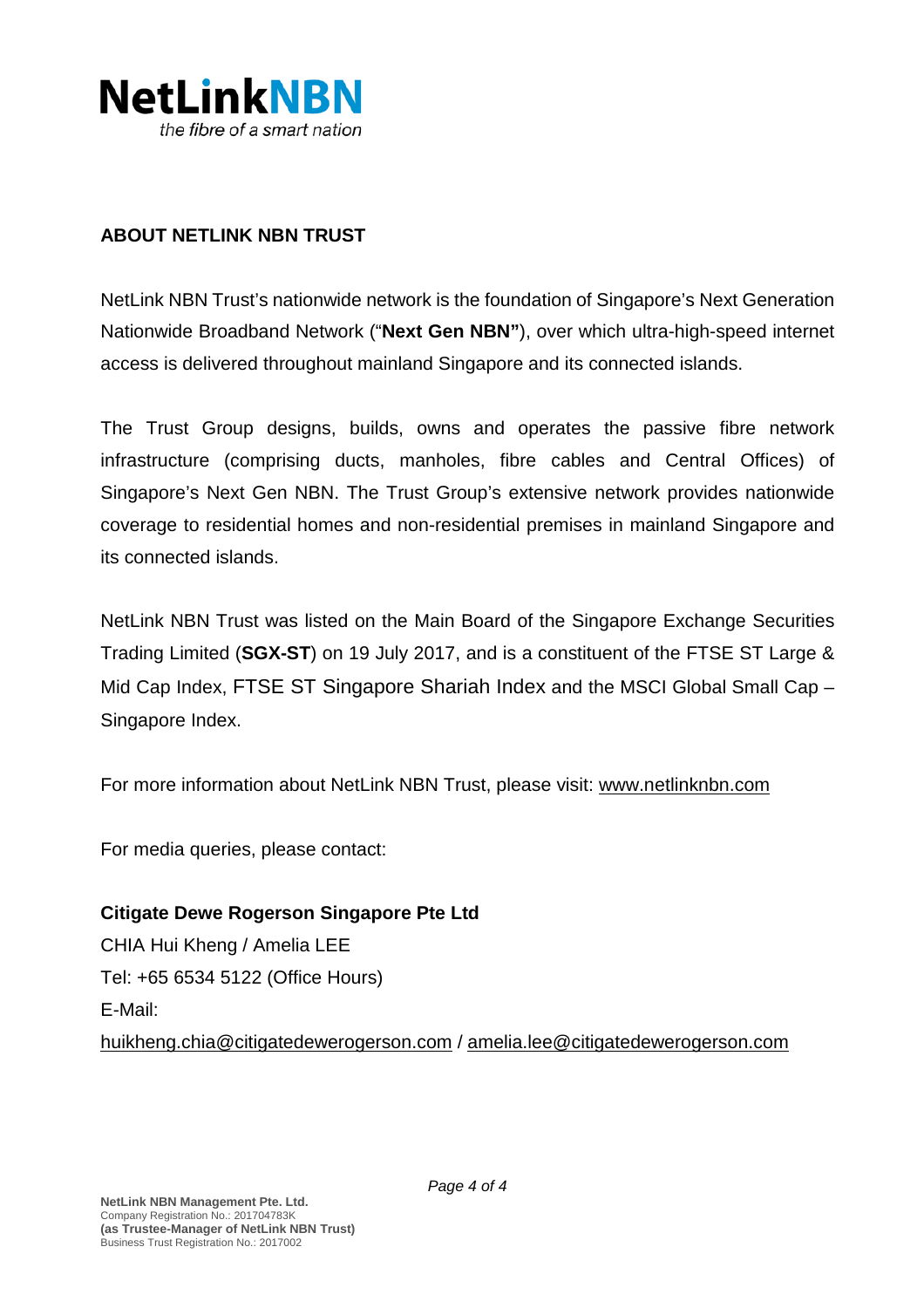NetLinkNBN
*the fibre of a smart nation*

## ABOUT NETLINK NBN TRUST

NetLink NBN Trust's nationwide network is the foundation of Singapore's Next Generation Nationwide Broadband Network ("**Next Gen NBN"**), over which ultra-high-speed internet access is delivered throughout mainland Singapore and its connected islands.

The Trust Group designs, builds, owns and operates the passive fibre network infrastructure (comprising ducts, manholes, fibre cables and Central Offices) of Singapore's Next Gen NBN. The Trust Group's extensive network provides nationwide coverage to residential homes and non-residential premises in mainland Singapore and its connected islands.

NetLink NBN Trust was listed on the Main Board of the Singapore Exchange Securities Trading Limited (**SGX-ST**) on 19 July 2017, and is a constituent of the FTSE ST Large & Mid Cap Index, FTSE ST Singapore Shariah Index and the MSCI Global Small Cap – Singapore Index.

For more information about NetLink NBN Trust, please visit: www.netlinknbn.com

For media queries, please contact:

**Citigate Dewe Rogerson Singapore Pte Ltd**
CHIA Hui Kheng / Amelia LEE
Tel: +65 6534 5122 (Office Hours)
E-Mail:
huikheng.chia@citigatedewerogerson.com / amelia.lee@citigatedewerogerson.com

**NetLink NBN Management Pte. Ltd.**
Company Registration No.: 201704783K
**(as Trustee-Manager of NetLink NBN Trust)**
Business Trust Registration No.: 2017002